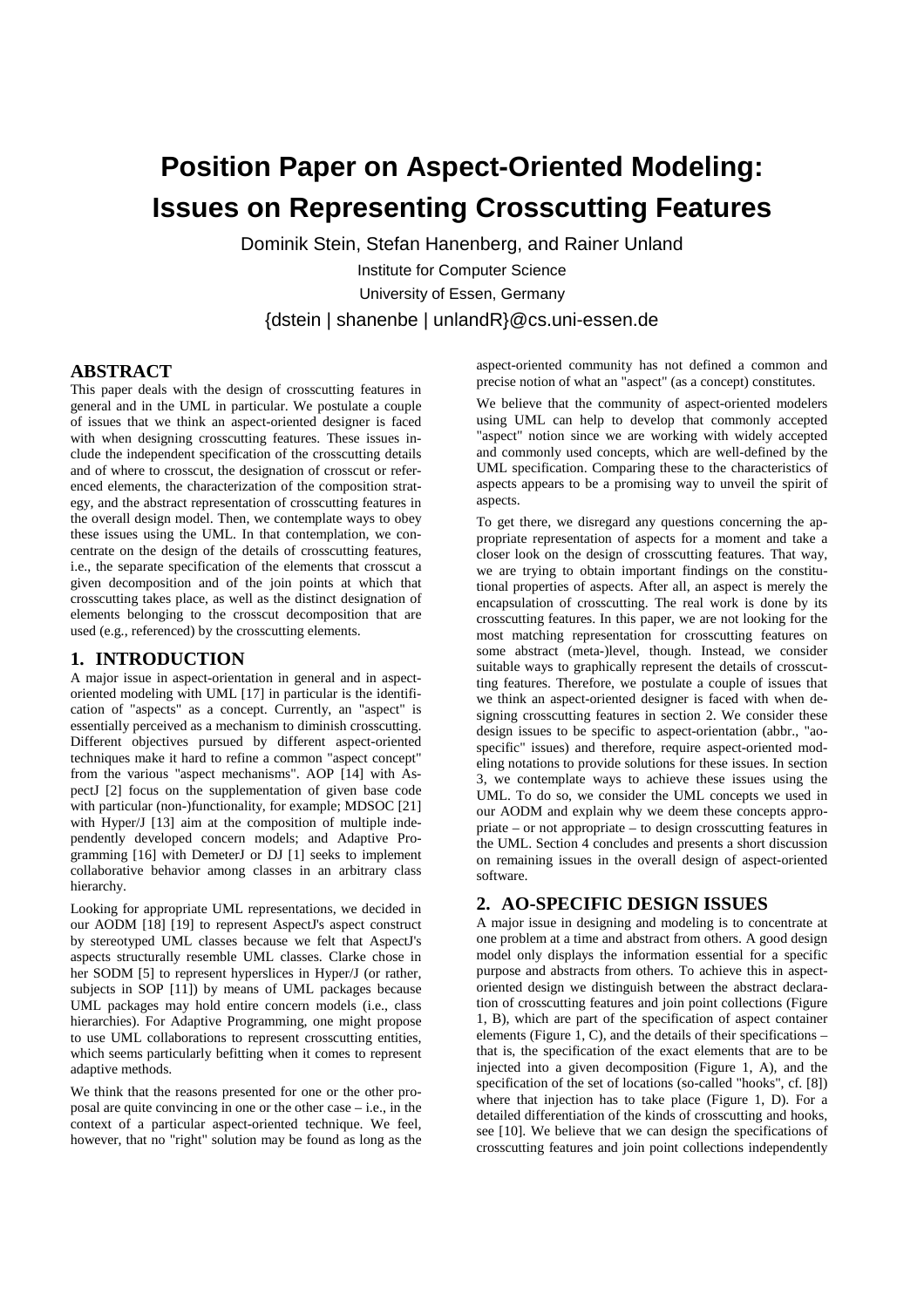# Position Paper on Aspect-Oriented Modeling: Issues on Representing Crosscutting Features

Dominik Stein, Stefan Hanenberg, and Rainer Unland

Institute for Computer Science

University of Essen, Germany

{dstein | shanenbe | unlandR}@cs.uni-essen.de

## ABSTRACT

This paper deals with the design of crosscutting features in general and in the UML in particular. We postulate a couple of issues that we think an aspect-oriented designer is faced with when designing crosscutting features. These issues include the independent specification of the crosscutting details and of where to crosscut, the designation of crosscut or referenced elements, the characterization of the composition strategy, and the abstract representation of crosscutting features in the overall design model. Then, we contemplate ways to obey these issues using the UML. In that contemplation, we concentrate on the design of the details of crosscutting features, i.e., the separate specification of the elements that crosscut a given decomposition and of the join points at which that crosscutting takes place, as well as the distinct designation of elements belonging to the crosscut decomposition that are used (e.g., referenced) by the crosscutting elements.

## 1. INTRODUCTION

A major issue in aspect-orientation in general and in aspect-oriented modeling with UML [17] in particular is the identification of "aspects" as a concept. Currently, an "aspect" is essentially perceived as a mechanism to diminish crosscutting. Different objectives pursued by different aspect-oriented techniques make it hard to refine a common "aspect concept" from the various "aspect mechanisms". AOP [14] with AspectJ [2] focus on the supplementation of given base code with particular (non-)functionality, for example; MDSOC [21] with Hyper/J [13] aim at the composition of multiple independently developed concern models; and Adaptive Programming [16] with DemeterJ or DJ [1] seeks to implement collaborative behavior among classes in an arbitrary class hierarchy.

Looking for appropriate UML representations, we decided in our AODM [18] [19] to represent AspectJ's aspect construct by stereotyped UML classes because we felt that AspectJ's aspects structurally resemble UML classes. Clarke chose in her SODM [5] to represent hyperslices in Hyper/J (or rather, subjects in SOP [11]) by means of UML packages because UML packages may hold entire concern models (i.e., class hierarchies). For Adaptive Programming, one might propose to use UML collaborations to represent crosscutting entities, which seems particularly befitting when it comes to represent adaptive methods.

We think that the reasons presented for one or the other proposal are quite convincing in one or the other case – i.e., in the context of a particular aspect-oriented technique. We feel, however, that no "right" solution may be found as long as the aspect-oriented community has not defined a common and precise notion of what an "aspect" (as a concept) constitutes.

We believe that the community of aspect-oriented modelers using UML can help to develop that commonly accepted "aspect" notion since we are working with widely accepted and commonly used concepts, which are well-defined by the UML specification. Comparing these to the characteristics of aspects appears to be a promising way to unveil the spirit of aspects.

To get there, we disregard any questions concerning the appropriate representation of aspects for a moment and take a closer look on the design of crosscutting features. That way, we are trying to obtain important findings on the constitutional properties of aspects. After all, an aspect is merely the encapsulation of crosscutting. The real work is done by its crosscutting features. In this paper, we are not looking for the most matching representation for crosscutting features on some abstract (meta-)level, though. Instead, we consider suitable ways to graphically represent the details of crosscutting features. Therefore, we postulate a couple of issues that we think an aspect-oriented designer is faced with when designing crosscutting features in section 2. We consider these design issues to be specific to aspect-orientation (abbr., "ao-specific" issues) and therefore, require aspect-oriented modeling notations to provide solutions for these issues. In section 3, we contemplate ways to achieve these issues using the UML. To do so, we consider the UML concepts we used in our AODM and explain why we deem these concepts appropriate – or not appropriate – to design crosscutting features in the UML. Section 4 concludes and presents a short discussion on remaining issues in the overall design of aspect-oriented software.

## 2. AO-SPECIFIC DESIGN ISSUES

A major issue in designing and modeling is to concentrate at one problem at a time and abstract from others. A good design model only displays the information essential for a specific purpose and abstracts from others. To achieve this in aspect-oriented design we distinguish between the abstract declaration of crosscutting features and join point collections (Figure 1, B), which are part of the specification of aspect container elements (Figure 1, C), and the details of their specifications – that is, the specification of the exact elements that are to be injected into a given decomposition (Figure 1, A), and the specification of the set of locations (so-called "hooks", cf. [8]) where that injection has to take place (Figure 1, D). For a detailed differentiation of the kinds of crosscutting and hooks, see [10]. We believe that we can design the specifications of crosscutting features and join point collections independently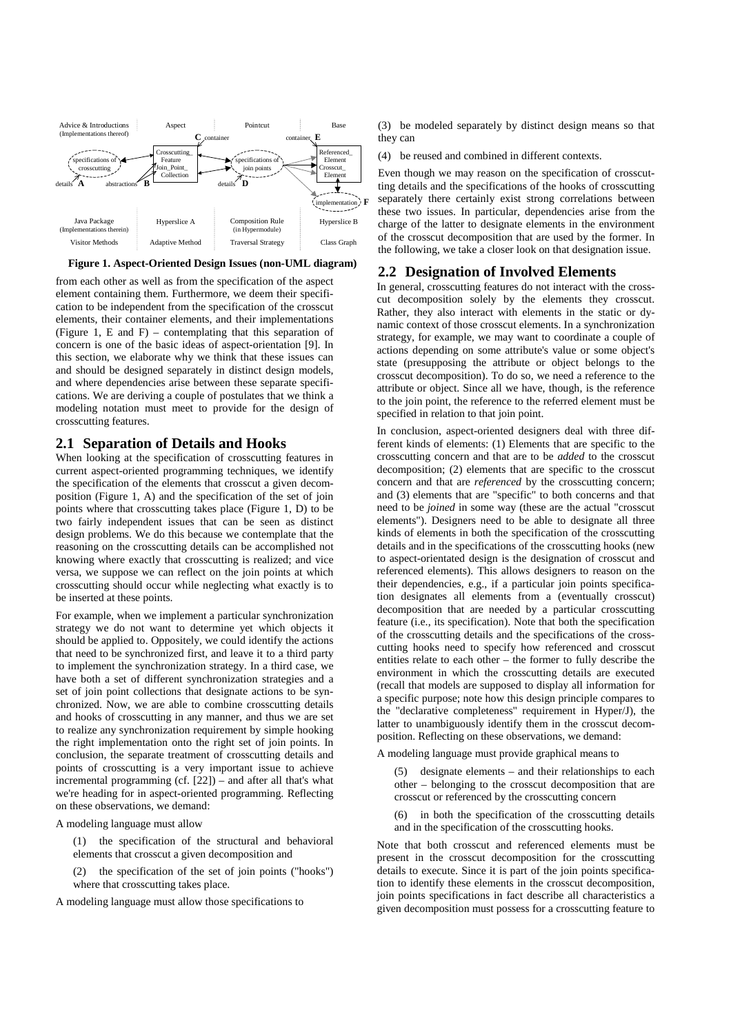Advice & Introductions (Implementations thereof)

Aspect

Pointcut

Base

C container

container E

specifications of crosscutting

Crosscutting_ Feature Join_Point_ Collection

specifications of join points

Referenced_ Element Crosscut_ Element

details A

abstractions B

details D

implementation F

Java Package (Implementations therein)

Hyperslice A

Composition Rule (in Hypermodule)

Hyperslice B

Visitor Methods

Adaptive Method

Traversal Strategy

Class Graph

**Figure 1. Aspect-Oriented Design Issues (non-UML diagram)**

from each other as well as from the specification of the aspect element containing them. Furthermore, we deem their specification to be independent from the specification of the crosscut elements, their container elements, and their implementations (Figure 1, E and F) – contemplating that this separation of concern is one of the basic ideas of aspect-orientation [9]. In this section, we elaborate why we think that these issues can and should be designed separately in distinct design models, and where dependencies arise between these separate specifications. We are deriving a couple of postulates that we think a modeling notation must meet to provide for the design of crosscutting features.

## 2.1 Separation of Details and Hooks

When looking at the specification of crosscutting features in current aspect-oriented programming techniques, we identify the specification of the elements that crosscut a given decomposition (Figure 1, A) and the specification of the set of join points where that crosscutting takes place (Figure 1, D) to be two fairly independent issues that can be seen as distinct design problems. We do this because we contemplate that the reasoning on the crosscutting details can be accomplished not knowing where exactly that crosscutting is realized; and vice versa, we suppose we can reflect on the join points at which crosscutting should occur while neglecting what exactly is to be inserted at these points.

For example, when we implement a particular synchronization strategy we do not want to determine yet which objects it should be applied to. Oppositely, we could identify the actions that need to be synchronized first, and leave it to a third party to implement the synchronization strategy. In a third case, we have both a set of different synchronization strategies and a set of join point collections that designate actions to be synchronized. Now, we are able to combine crosscutting details and hooks of crosscutting in any manner, and thus we are set to realize any synchronization requirement by simple hooking the right implementation onto the right set of join points. In conclusion, the separate treatment of crosscutting details and points of crosscutting is a very important issue to achieve incremental programming (cf. [22]) – and after all that's what we're heading for in aspect-oriented programming. Reflecting on these observations, we demand:

A modeling language must allow

(1) the specification of the structural and behavioral elements that crosscut a given decomposition and

(2) the specification of the set of join points ("hooks") where that crosscutting takes place.

A modeling language must allow those specifications to

(3) be modeled separately by distinct design means so that they can

(4) be reused and combined in different contexts.

Even though we may reason on the specification of crosscutting details and the specifications of the hooks of crosscutting separately there certainly exist strong correlations between these two issues. In particular, dependencies arise from the charge of the latter to designate elements in the environment of the crosscut decomposition that are used by the former. In the following, we take a closer look on that designation issue.

## 2.2 Designation of Involved Elements

In general, crosscutting features do not interact with the crosscut decomposition solely by the elements they crosscut. Rather, they also interact with elements in the static or dynamic context of those crosscut elements. In a synchronization strategy, for example, we may want to coordinate a couple of actions depending on some attribute's value or some object's state (presupposing the attribute or object belongs to the crosscut decomposition). To do so, we need a reference to the attribute or object. Since all we have, though, is the reference to the join point, the reference to the referred element must be specified in relation to that join point.

In conclusion, aspect-oriented designers deal with three different kinds of elements: (1) Elements that are specific to the crosscutting concern and that are to be *added* to the crosscut decomposition; (2) elements that are specific to the crosscut concern and that are *referenced* by the crosscutting concern; and (3) elements that are "specific" to both concerns and that need to be *joined* in some way (these are the actual "crosscut elements"). Designers need to be able to designate all three kinds of elements in both the specification of the crosscutting details and in the specifications of the crosscutting hooks (new to aspect-orientated design is the designation of crosscut and referenced elements). This allows designers to reason on the their dependencies, e.g., if a particular join points specification designates all elements from a (eventually crosscut) decomposition that are needed by a particular crosscutting feature (i.e., its specification). Note that both the specification of the crosscutting details and the specifications of the crosscutting hooks need to specify how referenced and crosscut entities relate to each other – the former to fully describe the environment in which the crosscutting details are executed (recall that models are supposed to display all information for a specific purpose; note how this design principle compares to the "declarative completeness" requirement in Hyper/J), the latter to unambiguously identify them in the crosscut decomposition. Reflecting on these observations, we demand:

A modeling language must provide graphical means to

(5) designate elements – and their relationships to each other – belonging to the crosscut decomposition that are crosscut or referenced by the crosscutting concern

(6) in both the specification of the crosscutting details and in the specification of the crosscutting hooks.

Note that both crosscut and referenced elements must be present in the crosscut decomposition for the crosscutting details to execute. Since it is part of the join points specification to identify these elements in the crosscut decomposition, join points specifications in fact describe all characteristics a given decomposition must possess for a crosscutting feature to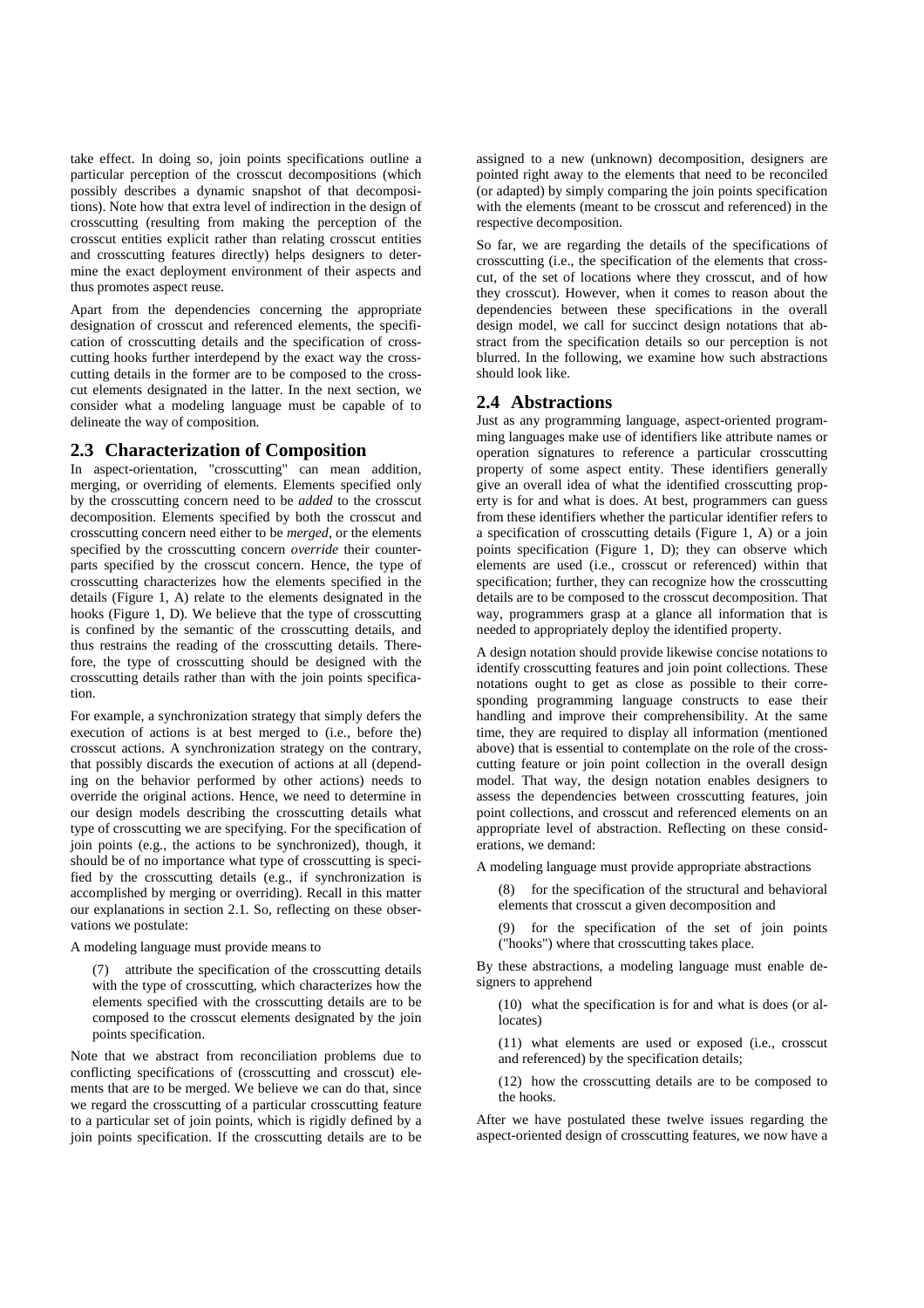take effect. In doing so, join points specifications outline a particular perception of the crosscut decompositions (which possibly describes a dynamic snapshot of that decompositions). Note how that extra level of indirection in the design of crosscutting (resulting from making the perception of the crosscut entities explicit rather than relating crosscut entities and crosscutting features directly) helps designers to determine the exact deployment environment of their aspects and thus promotes aspect reuse.

Apart from the dependencies concerning the appropriate designation of crosscut and referenced elements, the specification of crosscutting details and the specification of crosscutting hooks further interdepend by the exact way the crosscutting details in the former are to be composed to the crosscut elements designated in the latter. In the next section, we consider what a modeling language must be capable of to delineate the way of composition.

## 2.3 Characterization of Composition

In aspect-orientation, "crosscutting" can mean addition, merging, or overriding of elements. Elements specified only by the crosscutting concern need to be *added* to the crosscut decomposition. Elements specified by both the crosscut and crosscutting concern need either to be *merged*, or the elements specified by the crosscutting concern *override* their counterparts specified by the crosscut concern. Hence, the type of crosscutting characterizes how the elements specified in the details (Figure 1, A) relate to the elements designated in the hooks (Figure 1, D). We believe that the type of crosscutting is confined by the semantic of the crosscutting details, and thus restrains the reading of the crosscutting details. Therefore, the type of crosscutting should be designed with the crosscutting details rather than with the join points specification.

For example, a synchronization strategy that simply defers the execution of actions is at best merged to (i.e., before the) crosscut actions. A synchronization strategy on the contrary, that possibly discards the execution of actions at all (depending on the behavior performed by other actions) needs to override the original actions. Hence, we need to determine in our design models describing the crosscutting details what type of crosscutting we are specifying. For the specification of join points (e.g., the actions to be synchronized), though, it should be of no importance what type of crosscutting is specified by the crosscutting details (e.g., if synchronization is accomplished by merging or overriding). Recall in this matter our explanations in section 2.1. So, reflecting on these observations we postulate:

A modeling language must provide means to

(7) attribute the specification of the crosscutting details with the type of crosscutting, which characterizes how the elements specified with the crosscutting details are to be composed to the crosscut elements designated by the join points specification.

Note that we abstract from reconciliation problems due to conflicting specifications of (crosscutting and crosscut) elements that are to be merged. We believe we can do that, since we regard the crosscutting of a particular crosscutting feature to a particular set of join points, which is rigidly defined by a join points specification. If the crosscutting details are to be assigned to a new (unknown) decomposition, designers are pointed right away to the elements that need to be reconciled (or adapted) by simply comparing the join points specification with the elements (meant to be crosscut and referenced) in the respective decomposition.

So far, we are regarding the details of the specifications of crosscutting (i.e., the specification of the elements that crosscut, of the set of locations where they crosscut, and of how they crosscut). However, when it comes to reason about the dependencies between these specifications in the overall design model, we call for succinct design notations that abstract from the specification details so our perception is not blurred. In the following, we examine how such abstractions should look like.

## 2.4 Abstractions

Just as any programming language, aspect-oriented programming languages make use of identifiers like attribute names or operation signatures to reference a particular crosscutting property of some aspect entity. These identifiers generally give an overall idea of what the identified crosscutting property is for and what is does. At best, programmers can guess from these identifiers whether the particular identifier refers to a specification of crosscutting details (Figure 1, A) or a join points specification (Figure 1, D); they can observe which elements are used (i.e., crosscut or referenced) within that specification; further, they can recognize how the crosscutting details are to be composed to the crosscut decomposition. That way, programmers grasp at a glance all information that is needed to appropriately deploy the identified property.

A design notation should provide likewise concise notations to identify crosscutting features and join point collections. These notations ought to get as close as possible to their corresponding programming language constructs to ease their handling and improve their comprehensibility. At the same time, they are required to display all information (mentioned above) that is essential to contemplate on the role of the crosscutting feature or join point collection in the overall design model. That way, the design notation enables designers to assess the dependencies between crosscutting features, join point collections, and crosscut and referenced elements on an appropriate level of abstraction. Reflecting on these considerations, we demand:

A modeling language must provide appropriate abstractions

(8) for the specification of the structural and behavioral elements that crosscut a given decomposition and

(9) for the specification of the set of join points ("hooks") where that crosscutting takes place.

By these abstractions, a modeling language must enable designers to apprehend

(10) what the specification is for and what is does (or allocates)

(11) what elements are used or exposed (i.e., crosscut and referenced) by the specification details;

(12) how the crosscutting details are to be composed to the hooks.

After we have postulated these twelve issues regarding the aspect-oriented design of crosscutting features, we now have a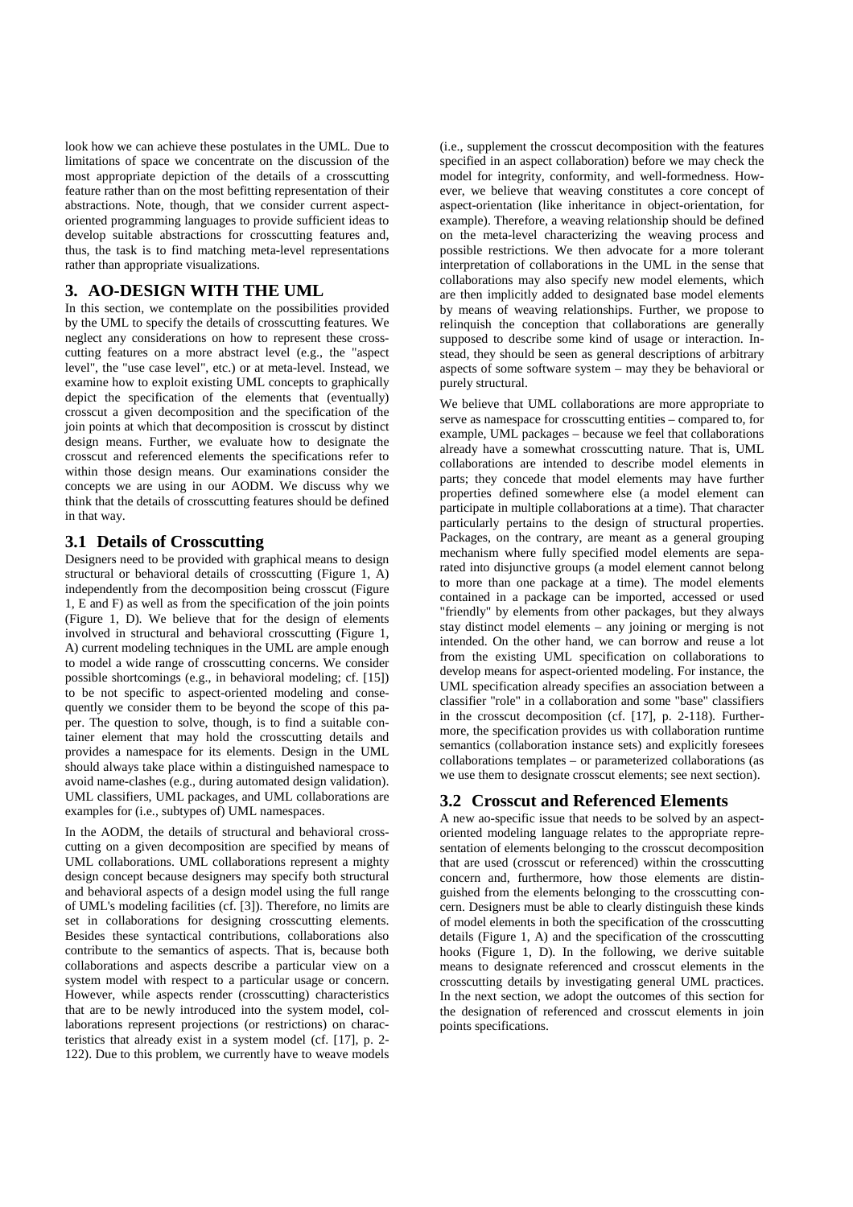look how we can achieve these postulates in the UML. Due to limitations of space we concentrate on the discussion of the most appropriate depiction of the details of a crosscutting feature rather than on the most befitting representation of their abstractions. Note, though, that we consider current aspect-oriented programming languages to provide sufficient ideas to develop suitable abstractions for crosscutting features and, thus, the task is to find matching meta-level representations rather than appropriate visualizations.

## 3. AO-DESIGN WITH THE UML

In this section, we contemplate on the possibilities provided by the UML to specify the details of crosscutting features. We neglect any considerations on how to represent these crosscutting features on a more abstract level (e.g., the "aspect level", the "use case level", etc.) or at meta-level. Instead, we examine how to exploit existing UML concepts to graphically depict the specification of the elements that (eventually) crosscut a given decomposition and the specification of the join points at which that decomposition is crosscut by distinct design means. Further, we evaluate how to designate the crosscut and referenced elements the specifications refer to within those design means. Our examinations consider the concepts we are using in our AODM. We discuss why we think that the details of crosscutting features should be defined in that way.

### 3.1 Details of Crosscutting

Designers need to be provided with graphical means to design structural or behavioral details of crosscutting (Figure 1, A) independently from the decomposition being crosscut (Figure 1, E and F) as well as from the specification of the join points (Figure 1, D). We believe that for the design of elements involved in structural and behavioral crosscutting (Figure 1, A) current modeling techniques in the UML are ample enough to model a wide range of crosscutting concerns. We consider possible shortcomings (e.g., in behavioral modeling; cf. [15]) to be not specific to aspect-oriented modeling and consequently we consider them to be beyond the scope of this paper. The question to solve, though, is to find a suitable container element that may hold the crosscutting details and provides a namespace for its elements. Design in the UML should always take place within a distinguished namespace to avoid name-clashes (e.g., during automated design validation). UML classifiers, UML packages, and UML collaborations are examples for (i.e., subtypes of) UML namespaces.

In the AODM, the details of structural and behavioral crosscutting on a given decomposition are specified by means of UML collaborations. UML collaborations represent a mighty design concept because designers may specify both structural and behavioral aspects of a design model using the full range of UML's modeling facilities (cf. [3]). Therefore, no limits are set in collaborations for designing crosscutting elements. Besides these syntactical contributions, collaborations also contribute to the semantics of aspects. That is, because both collaborations and aspects describe a particular view on a system model with respect to a particular usage or concern. However, while aspects render (crosscutting) characteristics that are to be newly introduced into the system model, collaborations represent projections (or restrictions) on characteristics that already exist in a system model (cf. [17], p. 2-122). Due to this problem, we currently have to weave models (i.e., supplement the crosscut decomposition with the features specified in an aspect collaboration) before we may check the model for integrity, conformity, and well-formedness. However, we believe that weaving constitutes a core concept of aspect-orientation (like inheritance in object-orientation, for example). Therefore, a weaving relationship should be defined on the meta-level characterizing the weaving process and possible restrictions. We then advocate for a more tolerant interpretation of collaborations in the UML in the sense that collaborations may also specify new model elements, which are then implicitly added to designated base model elements by means of weaving relationships. Further, we propose to relinquish the conception that collaborations are generally supposed to describe some kind of usage or interaction. Instead, they should be seen as general descriptions of arbitrary aspects of some software system – may they be behavioral or purely structural.

We believe that UML collaborations are more appropriate to serve as namespace for crosscutting entities – compared to, for example, UML packages – because we feel that collaborations already have a somewhat crosscutting nature. That is, UML collaborations are intended to describe model elements in parts; they concede that model elements may have further properties defined somewhere else (a model element can participate in multiple collaborations at a time). That character particularly pertains to the design of structural properties. Packages, on the contrary, are meant as a general grouping mechanism where fully specified model elements are separated into disjunctive groups (a model element cannot belong to more than one package at a time). The model elements contained in a package can be imported, accessed or used "friendly" by elements from other packages, but they always stay distinct model elements – any joining or merging is not intended. On the other hand, we can borrow and reuse a lot from the existing UML specification on collaborations to develop means for aspect-oriented modeling. For instance, the UML specification already specifies an association between a classifier "role" in a collaboration and some "base" classifiers in the crosscut decomposition (cf. [17], p. 2-118). Furthermore, the specification provides us with collaboration runtime semantics (collaboration instance sets) and explicitly foresees collaborations templates – or parameterized collaborations (as we use them to designate crosscut elements; see next section).

### 3.2 Crosscut and Referenced Elements

A new ao-specific issue that needs to be solved by an aspect-oriented modeling language relates to the appropriate representation of elements belonging to the crosscut decomposition that are used (crosscut or referenced) within the crosscutting concern and, furthermore, how those elements are distinguished from the elements belonging to the crosscutting concern. Designers must be able to clearly distinguish these kinds of model elements in both the specification of the crosscutting details (Figure 1, A) and the specification of the crosscutting hooks (Figure 1, D). In the following, we derive suitable means to designate referenced and crosscut elements in the crosscutting details by investigating general UML practices. In the next section, we adopt the outcomes of this section for the designation of referenced and crosscut elements in join points specifications.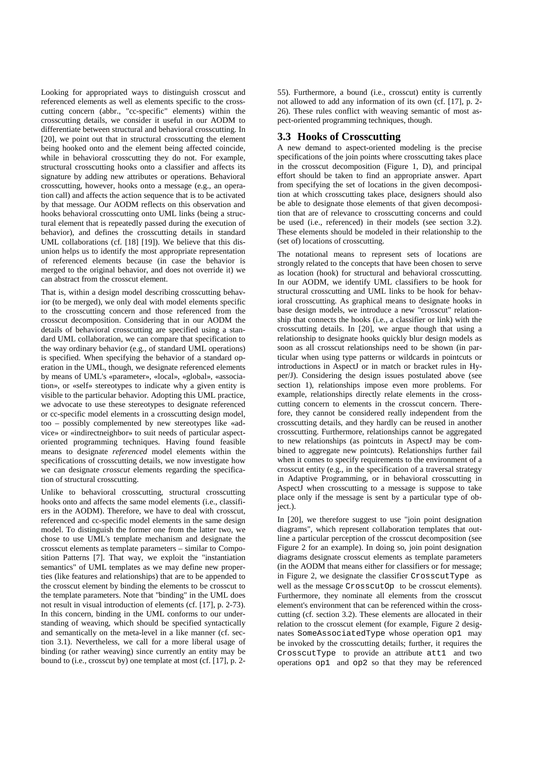Looking for appropriated ways to distinguish crosscut and referenced elements as well as elements specific to the crosscutting concern (abbr., "cc-specific" elements) within the crosscutting details, we consider it useful in our AODM to differentiate between structural and behavioral crosscutting. In [20], we point out that in structural crosscutting the element being hooked onto and the element being affected coincide, while in behavioral crosscutting they do not. For example, structural crosscutting hooks onto a classifier and affects its signature by adding new attributes or operations. Behavioral crosscutting, however, hooks onto a message (e.g., an operation call) and affects the action sequence that is to be activated by that message. Our AODM reflects on this observation and hooks behavioral crosscutting onto UML links (being a structural element that is repeatedly passed during the execution of behavior), and defines the crosscutting details in standard UML collaborations (cf. [18] [19]). We believe that this disunion helps us to identify the most appropriate representation of referenced elements because (in case the behavior is merged to the original behavior, and does not override it) we can abstract from the crosscut element.

That is, within a design model describing crosscutting behavior (to be merged), we only deal with model elements specific to the crosscutting concern and those referenced from the crosscut decomposition. Considering that in our AODM the details of behavioral crosscutting are specified using a standard UML collaboration, we can compare that specification to the way ordinary behavior (e.g., of standard UML operations) is specified. When specifying the behavior of a standard operation in the UML, though, we designate referenced elements by means of UML's «parameter», «local», «global», «association», or «self» stereotypes to indicate why a given entity is visible to the particular behavior. Adopting this UML practice, we advocate to use these stereotypes to designate referenced or cc-specific model elements in a crosscutting design model, too – possibly complemented by new stereotypes like «advice» or «indirectneighbor» to suit needs of particular aspect-oriented programming techniques. Having found feasible means to designate *referenced* model elements within the specifications of crosscutting details, we now investigate how we can designate *crosscut* elements regarding the specification of structural crosscutting.

Unlike to behavioral crosscutting, structural crosscutting hooks onto and affects the same model elements (i.e., classifiers in the AODM). Therefore, we have to deal with crosscut, referenced and cc-specific model elements in the same design model. To distinguish the former one from the latter two, we chose to use UML's template mechanism and designate the crosscut elements as template parameters – similar to Composition Patterns [7]. That way, we exploit the "instantiation semantics" of UML templates as we may define new properties (like features and relationships) that are to be appended to the crosscut element by binding the elements to be crosscut to the template parameters. Note that "binding" in the UML does not result in visual introduction of elements (cf. [17], p. 2-73). In this concern, binding in the UML conforms to our understanding of weaving, which should be specified syntactically and semantically on the meta-level in a like manner (cf. section 3.1). Nevertheless, we call for a more liberal usage of binding (or rather weaving) since currently an entity may be bound to (i.e., crosscut by) one template at most (cf. [17], p. 2-55). Furthermore, a bound (i.e., crosscut) entity is currently not allowed to add any information of its own (cf. [17], p. 2-26). These rules conflict with weaving semantic of most aspect-oriented programming techniques, though.

## 3.3 Hooks of Crosscutting

A new demand to aspect-oriented modeling is the precise specifications of the join points where crosscutting takes place in the crosscut decomposition (Figure 1, D), and principal effort should be taken to find an appropriate answer. Apart from specifying the set of locations in the given decomposition at which crosscutting takes place, designers should also be able to designate those elements of that given decomposition that are of relevance to crosscutting concerns and could be used (i.e., referenced) in their models (see section 3.2). These elements should be modeled in their relationship to the (set of) locations of crosscutting.

The notational means to represent sets of locations are strongly related to the concepts that have been chosen to serve as location (hook) for structural and behavioral crosscutting. In our AODM, we identify UML classifiers to be hook for structural crosscutting and UML links to be hook for behavioral crosscutting. As graphical means to designate hooks in base design models, we introduce a new "crosscut" relationship that connects the hooks (i.e., a classifier or link) with the crosscutting details. In [20], we argue though that using a relationship to designate hooks quickly blur design models as soon as all crosscut relationships need to be shown (in particular when using type patterns or wildcards in pointcuts or introductions in AspectJ or in match or bracket rules in Hyper/J). Considering the design issues postulated above (see section 1), relationships impose even more problems. For example, relationships directly relate elements in the crosscutting concern to elements in the crosscut concern. Therefore, they cannot be considered really independent from the crosscutting details, and they hardly can be reused in another crosscutting. Furthermore, relationships cannot be aggregated to new relationships (as pointcuts in AspectJ may be combined to aggregate new pointcuts). Relationships further fail when it comes to specify requirements to the environment of a crosscut entity (e.g., in the specification of a traversal strategy in Adaptive Programming, or in behavioral crosscutting in AspectJ when crosscutting to a message is suppose to take place only if the message is sent by a particular type of object.).

In [20], we therefore suggest to use "join point designation diagrams", which represent collaboration templates that outline a particular perception of the crosscut decomposition (see Figure 2 for an example). In doing so, join point designation diagrams designate crosscut elements as template parameters (in the AODM that means either for classifiers or for message; in Figure 2, we designate the classifier `CrosscutType` as well as the message `CrosscutOp` to be crosscut elements). Furthermore, they nominate all elements from the crosscut element's environment that can be referenced within the crosscutting (cf. section 3.2). These elements are allocated in their relation to the crosscut element (for example, Figure 2 designates `SomeAssociatedType` whose operation `op1` may be invoked by the crosscutting details; further, it requires the `CrosscutType` to provide an attribute `att1` and two operations `op1` and `op2` so that they may be referenced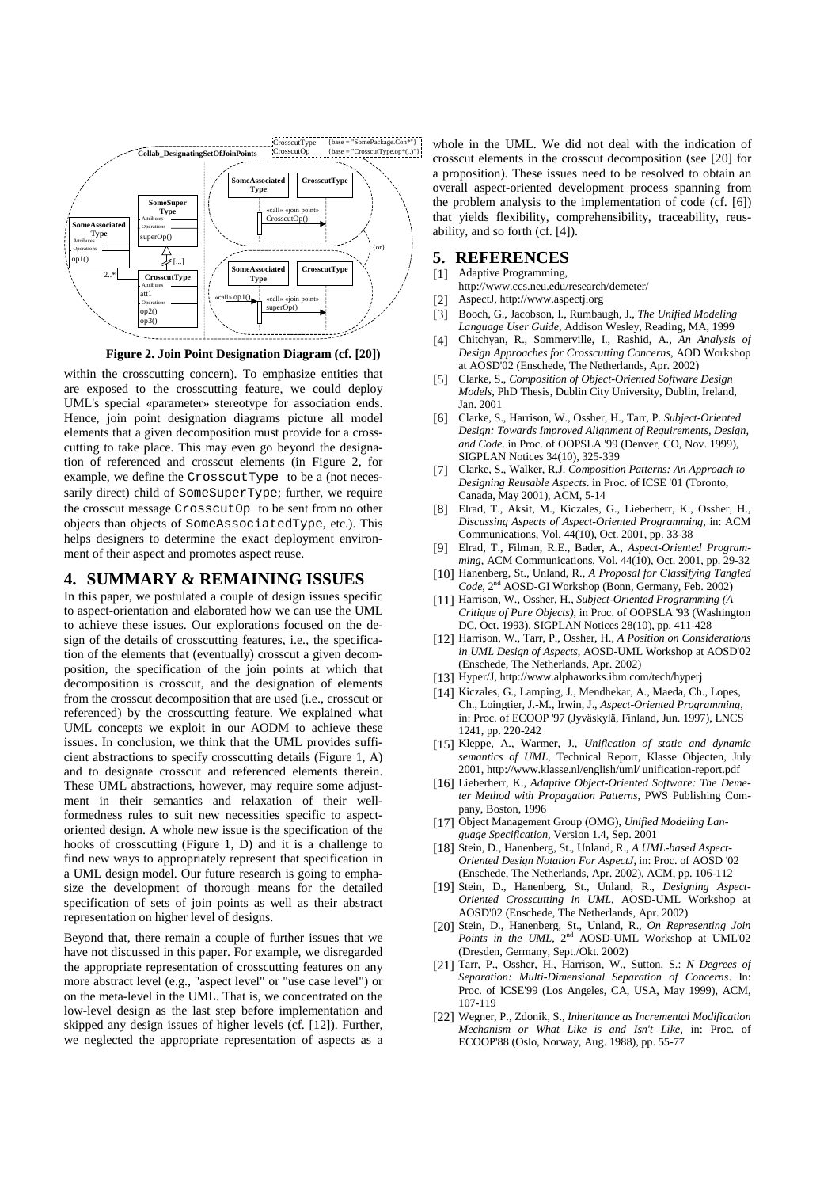Figure 2. Join Point Designation Diagram (cf. [20])

within the crosscutting concern). To emphasize entities that are exposed to the crosscutting feature, we could deploy UML's special «parameter» stereotype for association ends. Hence, join point designation diagrams picture all model elements that a given decomposition must provide for a crosscutting to take place. This may even go beyond the designation of referenced and crosscut elements (in Figure 2, for example, we define the `CrosscutType` to be a (not necessarily direct) child of `SomeSuperType`; further, we require the crosscut message `CrosscutOp` to be sent from no other objects than objects of `SomeAssociatedType`, etc.). This helps designers to determine the exact deployment environment of their aspect and promotes aspect reuse.

## 4. SUMMARY & REMAINING ISSUES

In this paper, we postulated a couple of design issues specific to aspect-orientation and elaborated how we can use the UML to achieve these issues. Our explorations focused on the design of the details of crosscutting features, i.e., the specification of the elements that (eventually) crosscut a given decomposition, the specification of the join points at which that decomposition is crosscut, and the designation of elements from the crosscut decomposition that are used (i.e., crosscut or referenced) by the crosscutting feature. We explained what UML concepts we exploit in our AODM to achieve these issues. In conclusion, we think that the UML provides sufficient abstractions to specify crosscutting details (Figure 1, A) and to designate crosscut and referenced elements therein. These UML abstractions, however, may require some adjustment in their semantics and relaxation of their well-formedness rules to suit new necessities specific to aspect-oriented design. A whole new issue is the specification of the hooks of crosscutting (Figure 1, D) and it is a challenge to find new ways to appropriately represent that specification in a UML design model. Our future research is going to emphasize the development of thorough means for the detailed specification of sets of join points as well as their abstract representation on higher level of designs.

Beyond that, there remain a couple of further issues that we have not discussed in this paper. For example, we disregarded the appropriate representation of crosscutting features on any more abstract level (e.g., "aspect level" or "use case level") or on the meta-level in the UML. That is, we concentrated on the low-level design as the last step before implementation and skipped any design issues of higher levels (cf. [12]). Further, we neglected the appropriate representation of aspects as a whole in the UML. We did not deal with the indication of crosscut elements in the crosscut decomposition (see [20] for a proposition). These issues need to be resolved to obtain an overall aspect-oriented development process spanning from the problem analysis to the implementation of code (cf. [6]) that yields flexibility, comprehensibility, traceability, reusability, and so forth (cf. [4]).

## 5. REFERENCES

[1] Adaptive Programming, http://www.ccs.neu.edu/research/demeter/

[2] AspectJ, http://www.aspectj.org

[3] Booch, G., Jacobson, I., Rumbaugh, J., *The Unified Modeling Language User Guide*, Addison Wesley, Reading, MA, 1999

[4] Chitchyan, R., Sommerville, I., Rashid, A., *An Analysis of Design Approaches for Crosscutting Concerns*, AOD Workshop at AOSD'02 (Enschede, The Netherlands, Apr. 2002)

[5] Clarke, S., *Composition of Object-Oriented Software Design Models*, PhD Thesis, Dublin City University, Dublin, Ireland, Jan. 2001

[6] Clarke, S., Harrison, W., Ossher, H., Tarr, P. *Subject-Oriented Design: Towards Improved Alignment of Requirements, Design, and Code*. in Proc. of OOPSLA '99 (Denver, CO, Nov. 1999), SIGPLAN Notices 34(10), 325-339

[7] Clarke, S., Walker, R.J. *Composition Patterns: An Approach to Designing Reusable Aspects*. in Proc. of ICSE '01 (Toronto, Canada, May 2001), ACM, 5-14

[8] Elrad, T., Aksit, M., Kiczales, G., Lieberherr, K., Ossher, H., *Discussing Aspects of Aspect-Oriented Programming*, in: ACM Communications, Vol. 44(10), Oct. 2001, pp. 33-38

[9] Elrad, T., Filman, R.E., Bader, A., *Aspect-Oriented Programming*, ACM Communications, Vol. 44(10), Oct. 2001, pp. 29-32

[10] Hanenberg, St., Unland, R., *A Proposal for Classifying Tangled Code*, 2nd AOSD-GI Workshop (Bonn, Germany, Feb. 2002)

[11] Harrison, W., Ossher, H., *Subject-Oriented Programming (A Critique of Pure Objects)*, in Proc. of OOPSLA '93 (Washington DC, Oct. 1993), SIGPLAN Notices 28(10), pp. 411-428

[12] Harrison, W., Tarr, P., Ossher, H., *A Position on Considerations in UML Design of Aspects*, AOSD-UML Workshop at AOSD'02 (Enschede, The Netherlands, Apr. 2002)

[13] Hyper/J, http://www.alphaworks.ibm.com/tech/hyperj

[14] Kiczales, G., Lamping, J., Mendhekar, A., Maeda, Ch., Lopes, Ch., Loingtier, J.-M., Irwin, J., *Aspect-Oriented Programming*, in: Proc. of ECOOP '97 (Jyväskylä, Finland, Jun. 1997), LNCS 1241, pp. 220-242

[15] Kleppe, A., Warmer, J., *Unification of static and dynamic semantics of UML*, Technical Report, Klasse Objecten, July 2001, http://www.klasse.nl/english/uml/ unification-report.pdf

[16] Lieberherr, K., *Adaptive Object-Oriented Software: The Demeter Method with Propagation Patterns*, PWS Publishing Company, Boston, 1996

[17] Object Management Group (OMG), *Unified Modeling Language Specification*, Version 1.4, Sep. 2001

[18] Stein, D., Hanenberg, St., Unland, R., *A UML-based Aspect-Oriented Design Notation For AspectJ*, in: Proc. of AOSD '02 (Enschede, The Netherlands, Apr. 2002), ACM, pp. 106-112

[19] Stein, D., Hanenberg, St., Unland, R., *Designing Aspect-Oriented Crosscutting in UML*, AOSD-UML Workshop at AOSD'02 (Enschede, The Netherlands, Apr. 2002)

[20] Stein, D., Hanenberg, St., Unland, R., *On Representing Join Points in the UML*, 2nd AOSD-UML Workshop at UML'02 (Dresden, Germany, Sept./Okt. 2002)

[21] Tarr, P., Ossher, H., Harrison, W., Sutton, S.: *N Degrees of Separation: Multi-Dimensional Separation of Concerns*. In: Proc. of ICSE'99 (Los Angeles, CA, USA, May 1999), ACM, 107-119

[22] Wegner, P., Zdonik, S., *Inheritance as Incremental Modification Mechanism or What Like is and Isn't Like*, in: Proc. of ECOOP'88 (Oslo, Norway, Aug. 1988), pp. 55-77